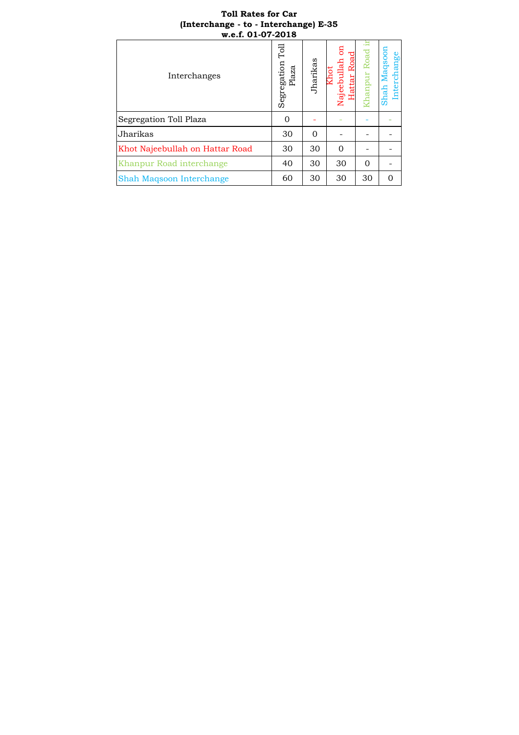**Toll Rates for Car**
**(Interchange - to - Interchange) E-35**
**w.e.f. 01-07-2018**

| Interchanges | Segregation Toll Plaza | Jharikas | Khot Najeebullah on Hattar Road | Khanpur Road interchange | Shah Maqsoon Interchange |
|---|---|---|---|---|---|
| Segregation Toll Plaza | 0 | - | - | - | - |
| Jharikas | 30 | 0 | - | - | - |
| Khot Najeebullah on Hattar Road | 30 | 30 | 0 | - | - |
| Khanpur Road interchange | 40 | 30 | 30 | 0 | - |
| Shah Maqsoon Interchange | 60 | 30 | 30 | 30 | 0 |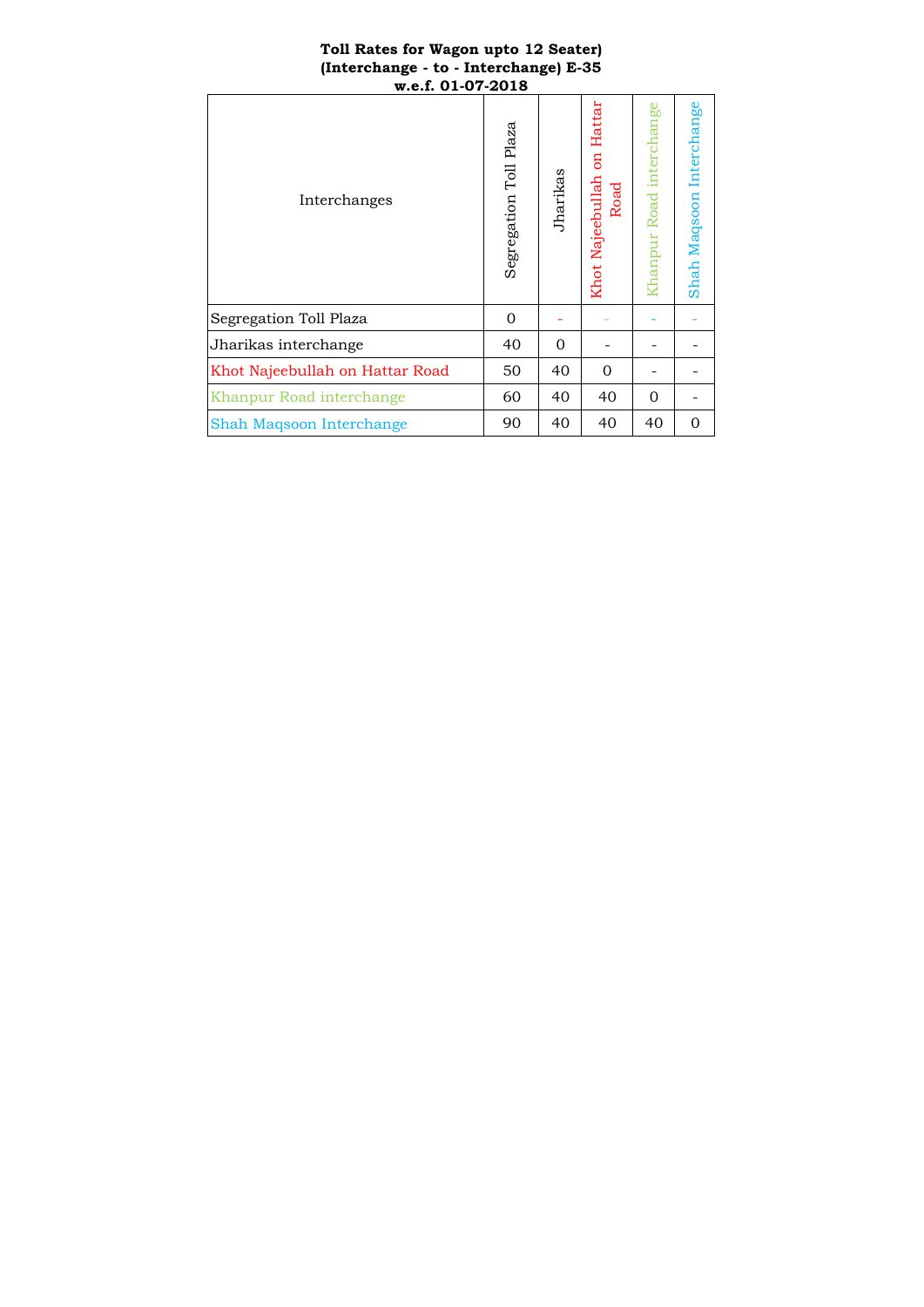**Toll Rates for Wagon upto 12 Seater)**
**(Interchange - to - Interchange) E-35**
**w.e.f. 01-07-2018**

| Interchanges | Segregation Toll Plaza | Jharikas | Khot Najeebullah on Hattar Road | Khanpur Road interchange | Shah Maqsoon Interchange |
|---|---|---|---|---|---|
| Segregation Toll Plaza | 0 | - | - | - | - |
| Jharikas interchange | 40 | 0 | - | - | - |
| Khot Najeebullah on Hattar Road | 50 | 40 | 0 | - | - |
| Khanpur Road interchange | 60 | 40 | 40 | 0 | - |
| Shah Maqsoon Interchange | 90 | 40 | 40 | 40 | 0 |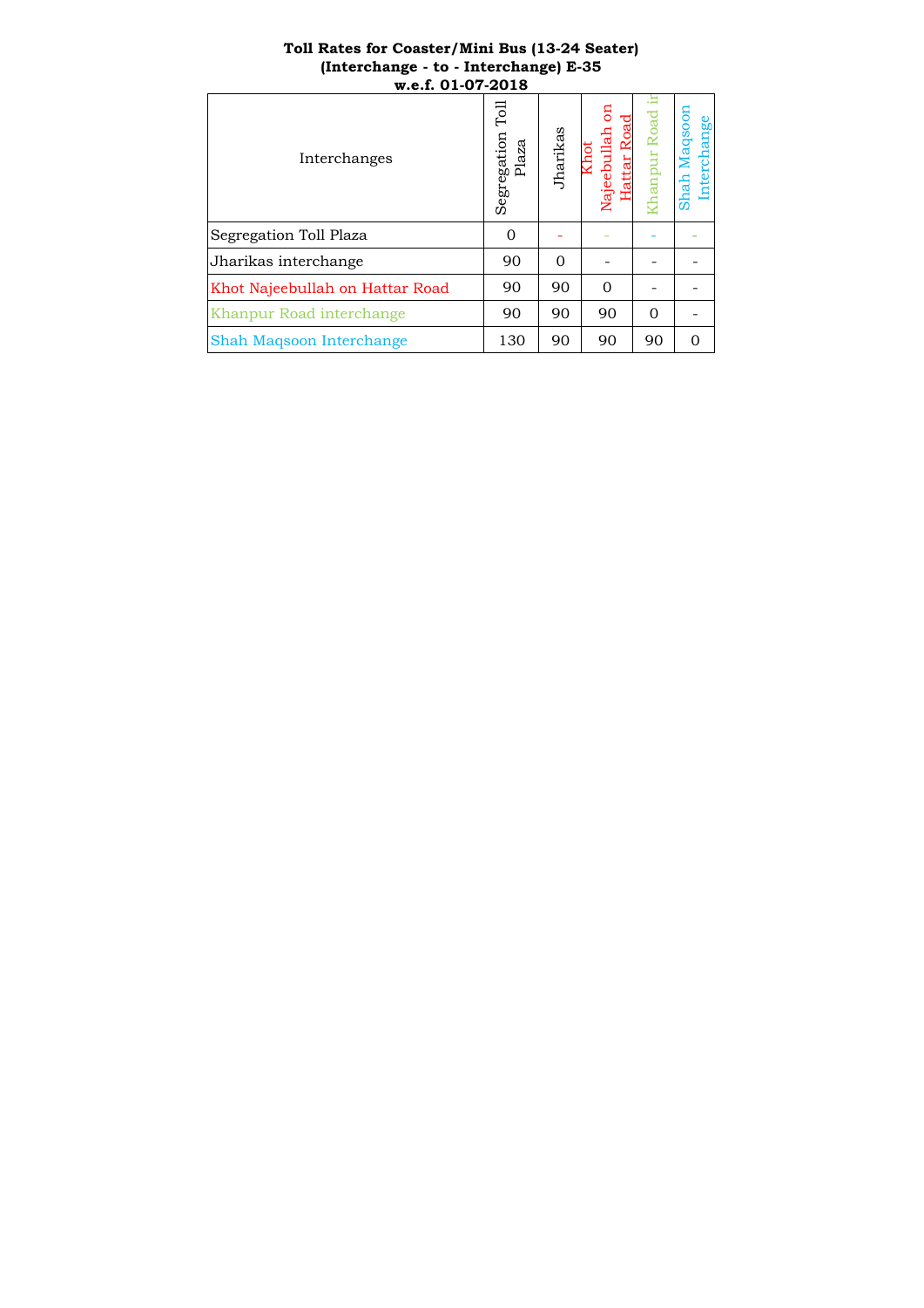**Toll Rates for Coaster/Mini Bus (13-24 Seater)**
**(Interchange - to - Interchange) E-35**
**w.e.f. 01-07-2018**

| Interchanges | Segregation Toll Plaza | Jharikas | Khot Najeebullah on Hattar Road | Khanpur Road in | Shah Maqsoon Interchange |
|---|---|---|---|---|---|
| Segregation Toll Plaza | 0 | - | - | - | - |
| Jharikas interchange | 90 | 0 | - | - | - |
| Khot Najeebullah on Hattar Road | 90 | 90 | 0 | - | - |
| Khanpur Road interchange | 90 | 90 | 90 | 0 | - |
| Shah Maqsoon Interchange | 130 | 90 | 90 | 90 | 0 |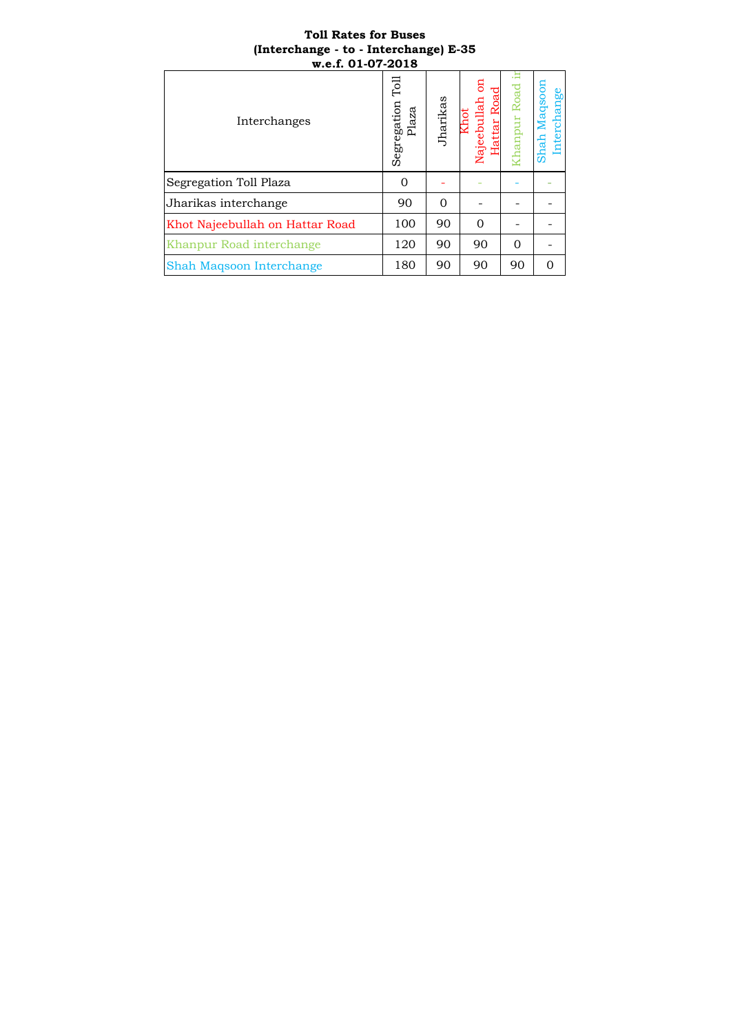**Toll Rates for Buses**
**(Interchange - to - Interchange) E-35**
**w.e.f. 01-07-2018**

| Interchanges | Segregation Toll Plaza | Jharikas | Khot Najeebullah on Hattar Road | Khanpur Road in | Shah Maqsoon Interchange |
|---|---|---|---|---|---|
| Segregation Toll Plaza | 0 | - | - | - | - |
| Jharikas interchange | 90 | 0 | - | - | - |
| Khot Najeebullah on Hattar Road | 100 | 90 | 0 | - | - |
| Khanpur Road interchange | 120 | 90 | 90 | 0 | - |
| Shah Maqsoon Interchange | 180 | 90 | 90 | 90 | 0 |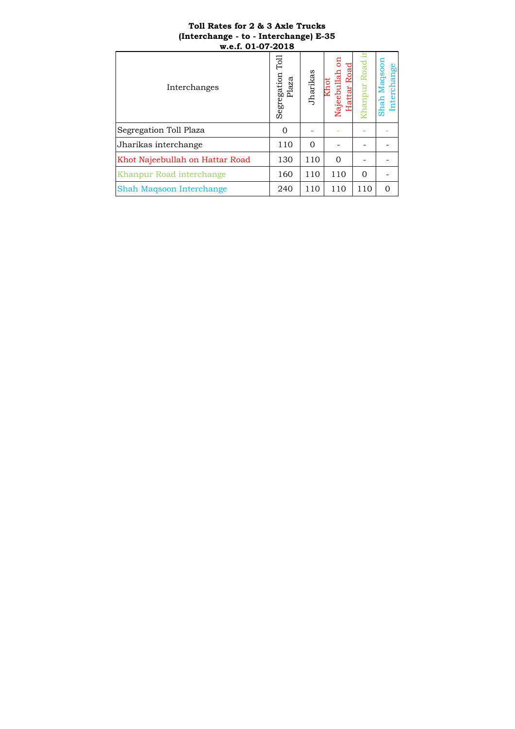**Toll Rates for 2 & 3 Axle Trucks**
**(Interchange - to - Interchange) E-35**
**w.e.f. 01-07-2018**

| Interchanges | Segregation Toll Plaza | Jharikas | Khot Najeebullah on Hattar Road | Khanpur Road ir | Shah Maqsoon Interchange |
|---|---|---|---|---|---|
| Segregation Toll Plaza | 0 | - | - | - | - |
| Jharikas interchange | 110 | 0 | - | - | - |
| Khot Najeebullah on Hattar Road | 130 | 110 | 0 | - | - |
| Khanpur Road interchange | 160 | 110 | 110 | 0 | - |
| Shah Maqsoon Interchange | 240 | 110 | 110 | 110 | 0 |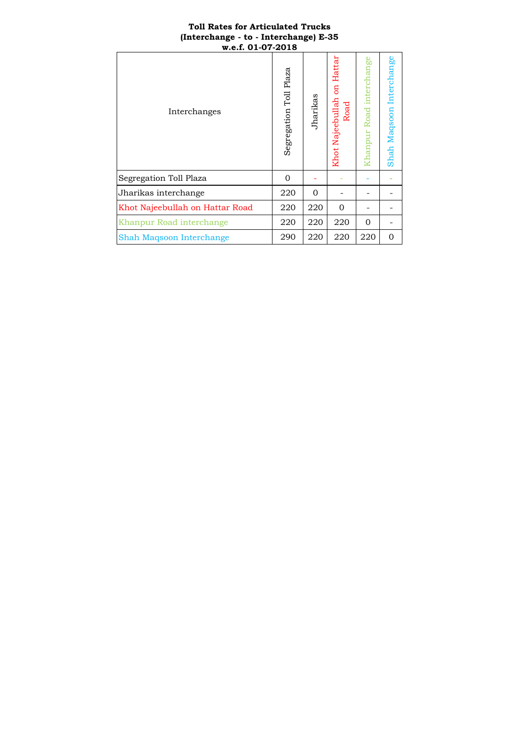**Toll Rates for Articulated Trucks**
**(Interchange - to - Interchange) E-35**
**w.e.f. 01-07-2018**

| Interchanges | Segregation Toll Plaza | Jharikas | Khot Najeebullah on Hattar Road | Khanpur Road interchange | Shah Maqsoon Interchange |
|---|---|---|---|---|---|
| Segregation Toll Plaza | 0 | - | - | - | - |
| Jharikas interchange | 220 | 0 | - | - | - |
| Khot Najeebullah on Hattar Road | 220 | 220 | 0 | - | - |
| Khanpur Road interchange | 220 | 220 | 220 | 0 | - |
| Shah Maqsoon Interchange | 290 | 220 | 220 | 220 | 0 |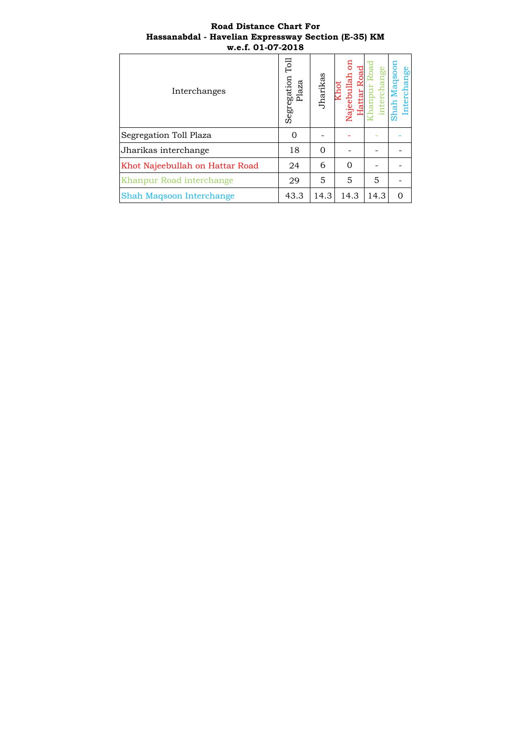**Road Distance Chart For**
**Hassanabdal - Havelian Expressway Section (E-35) KM**
**w.e.f. 01-07-2018**

| Interchanges | Segregation Toll Plaza | Jharikas | Khot Najeebullah on Hattar Road | Khanpur Road interchange | Shah Maqsoon Interchange |
|---|---|---|---|---|---|
| Segregation Toll Plaza | 0 | - | - | - | - |
| Jharikas interchange | 18 | 0 | - | - | - |
| Khot Najeebullah on Hattar Road | 24 | 6 | 0 | - | - |
| Khanpur Road interchange | 29 | 5 | 5 | 5 | - |
| Shah Maqsoon Interchange | 43.3 | 14.3 | 14.3 | 14.3 | 0 |